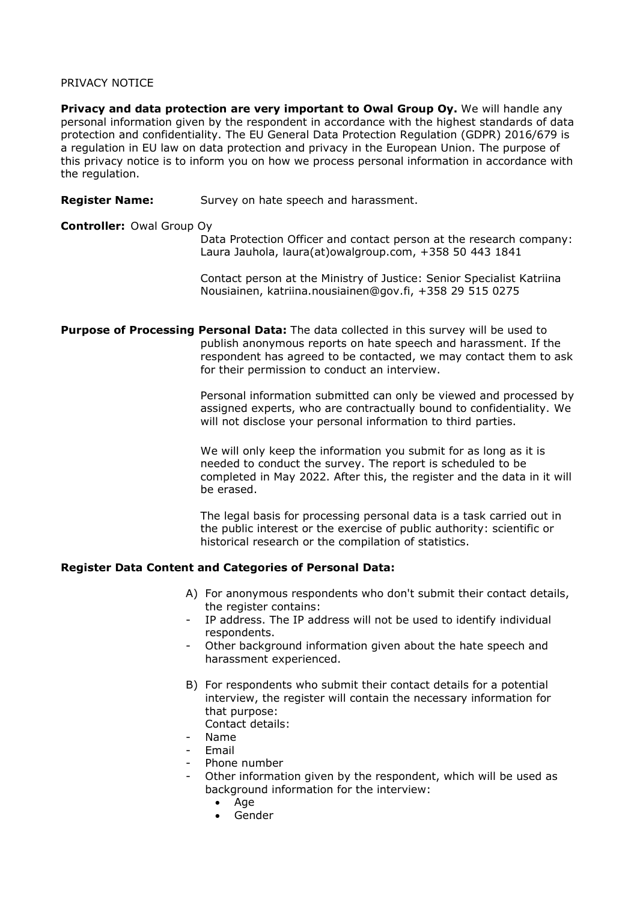PRIVACY NOTICE

**Privacy and data protection are very important to Owal Group Oy.** We will handle any personal information given by the respondent in accordance with the highest standards of data protection and confidentiality. The EU General Data Protection Regulation (GDPR) 2016/679 is a regulation in EU law on data protection and privacy in the European Union. The purpose of this privacy notice is to inform you on how we process personal information in accordance with the regulation.

**Register Name:** Survey on hate speech and harassment.

**Controller:** Owal Group Oy

Data Protection Officer and contact person at the research company: Laura Jauhola, laura(at)owalgroup.com, +358 50 443 1841

Contact person at the Ministry of Justice: Senior Specialist Katriina Nousiainen, katriina.nousiainen@gov.fi, +358 29 515 0275

**Purpose of Processing Personal Data:** The data collected in this survey will be used to publish anonymous reports on hate speech and harassment. If the respondent has agreed to be contacted, we may contact them to ask for their permission to conduct an interview.

Personal information submitted can only be viewed and processed by assigned experts, who are contractually bound to confidentiality. We will not disclose your personal information to third parties.

We will only keep the information you submit for as long as it is needed to conduct the survey. The report is scheduled to be completed in May 2022. After this, the register and the data in it will be erased.

The legal basis for processing personal data is a task carried out in the public interest or the exercise of public authority: scientific or historical research or the compilation of statistics.

**Register Data Content and Categories of Personal Data:**

A) For anonymous respondents who don't submit their contact details, the register contains:
- IP address. The IP address will not be used to identify individual respondents.
- Other background information given about the hate speech and harassment experienced.

B) For respondents who submit their contact details for a potential interview, the register will contain the necessary information for that purpose:
Contact details:
- Name
- Email
- Phone number
- Other information given by the respondent, which will be used as background information for the interview:
    - Age
    - Gender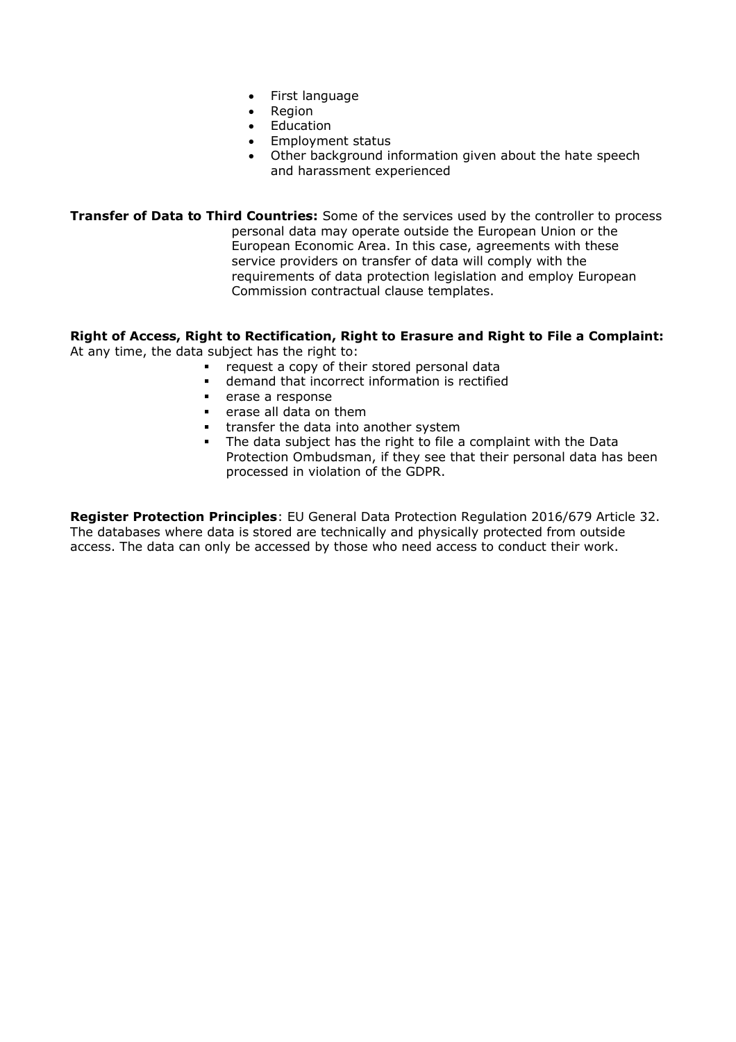- First language
- Region
- Education
- Employment status
- Other background information given about the hate speech and harassment experienced

**Transfer of Data to Third Countries:** Some of the services used by the controller to process personal data may operate outside the European Union or the European Economic Area. In this case, agreements with these service providers on transfer of data will comply with the requirements of data protection legislation and employ European Commission contractual clause templates.

**Right of Access, Right to Rectification, Right to Erasure and Right to File a Complaint:** At any time, the data subject has the right to:

- request a copy of their stored personal data
- demand that incorrect information is rectified
- erase a response
- erase all data on them
- transfer the data into another system
- The data subject has the right to file a complaint with the Data Protection Ombudsman, if they see that their personal data has been processed in violation of the GDPR.

**Register Protection Principles**: EU General Data Protection Regulation 2016/679 Article 32. The databases where data is stored are technically and physically protected from outside access. The data can only be accessed by those who need access to conduct their work.